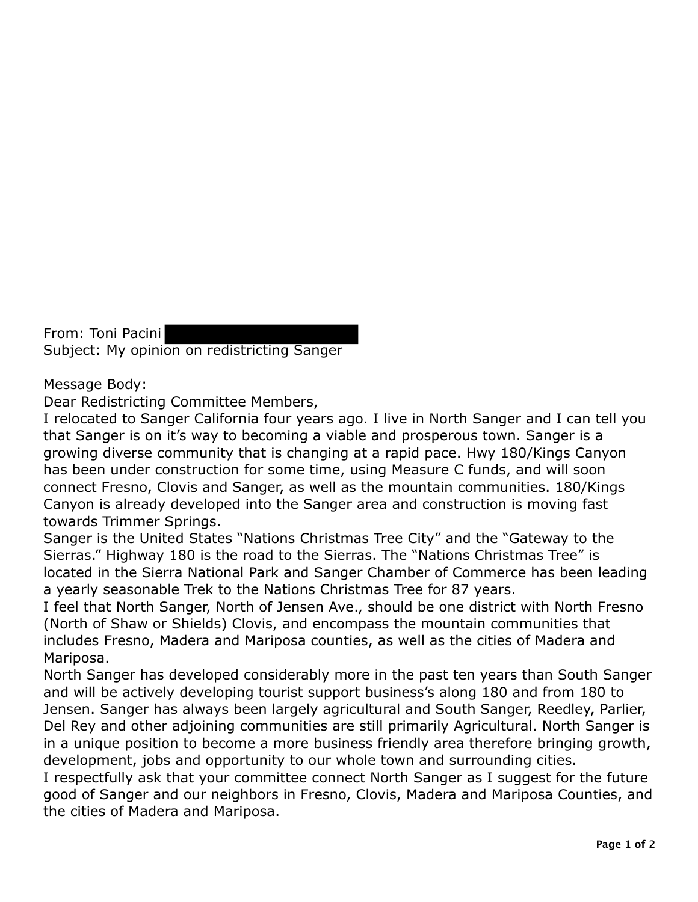From: Toni Pacini

Subject: My opinion on redistricting Sanger

Message Body:

Dear Redistricting Committee Members,

I relocated to Sanger California four years ago. I live in North Sanger and I can tell you that Sanger is on it's way to becoming a viable and prosperous town. Sanger is a growing diverse community that is changing at a rapid pace. Hwy 180/Kings Canyon has been under construction for some time, using Measure C funds, and will soon connect Fresno, Clovis and Sanger, as well as the mountain communities. 180/Kings Canyon is already developed into the Sanger area and construction is moving fast towards Trimmer Springs.

Sanger is the United States "Nations Christmas Tree City" and the "Gateway to the Sierras." Highway 180 is the road to the Sierras. The "Nations Christmas Tree" is located in the Sierra National Park and Sanger Chamber of Commerce has been leading a yearly seasonable Trek to the Nations Christmas Tree for 87 years.

I feel that North Sanger, North of Jensen Ave., should be one district with North Fresno (North of Shaw or Shields) Clovis, and encompass the mountain communities that includes Fresno, Madera and Mariposa counties, as well as the cities of Madera and Mariposa.

North Sanger has developed considerably more in the past ten years than South Sanger and will be actively developing tourist support business's along 180 and from 180 to Jensen. Sanger has always been largely agricultural and South Sanger, Reedley, Parlier, Del Rey and other adjoining communities are still primarily Agricultural. North Sanger is in a unique position to become a more business friendly area therefore bringing growth, development, jobs and opportunity to our whole town and surrounding cities.

I respectfully ask that your committee connect North Sanger as I suggest for the future good of Sanger and our neighbors in Fresno, Clovis, Madera and Mariposa Counties, and the cities of Madera and Mariposa.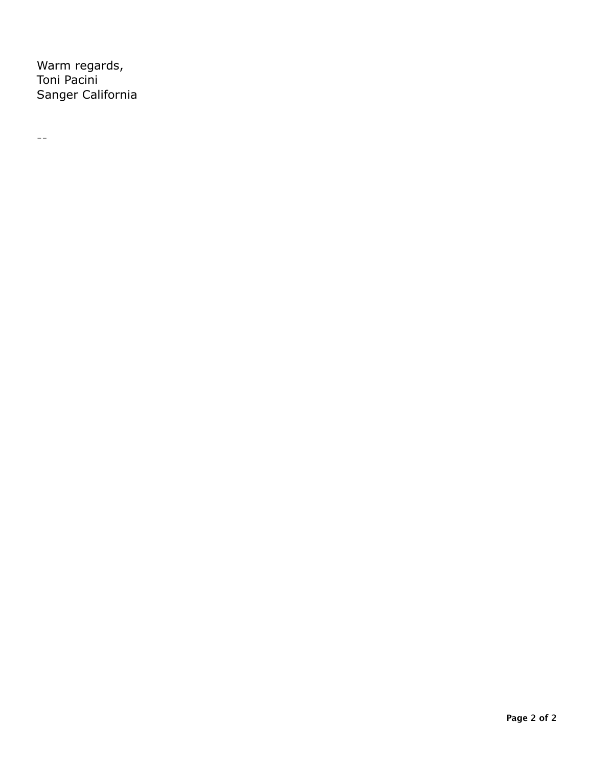Warm regards,
Toni Pacini
Sanger California

--